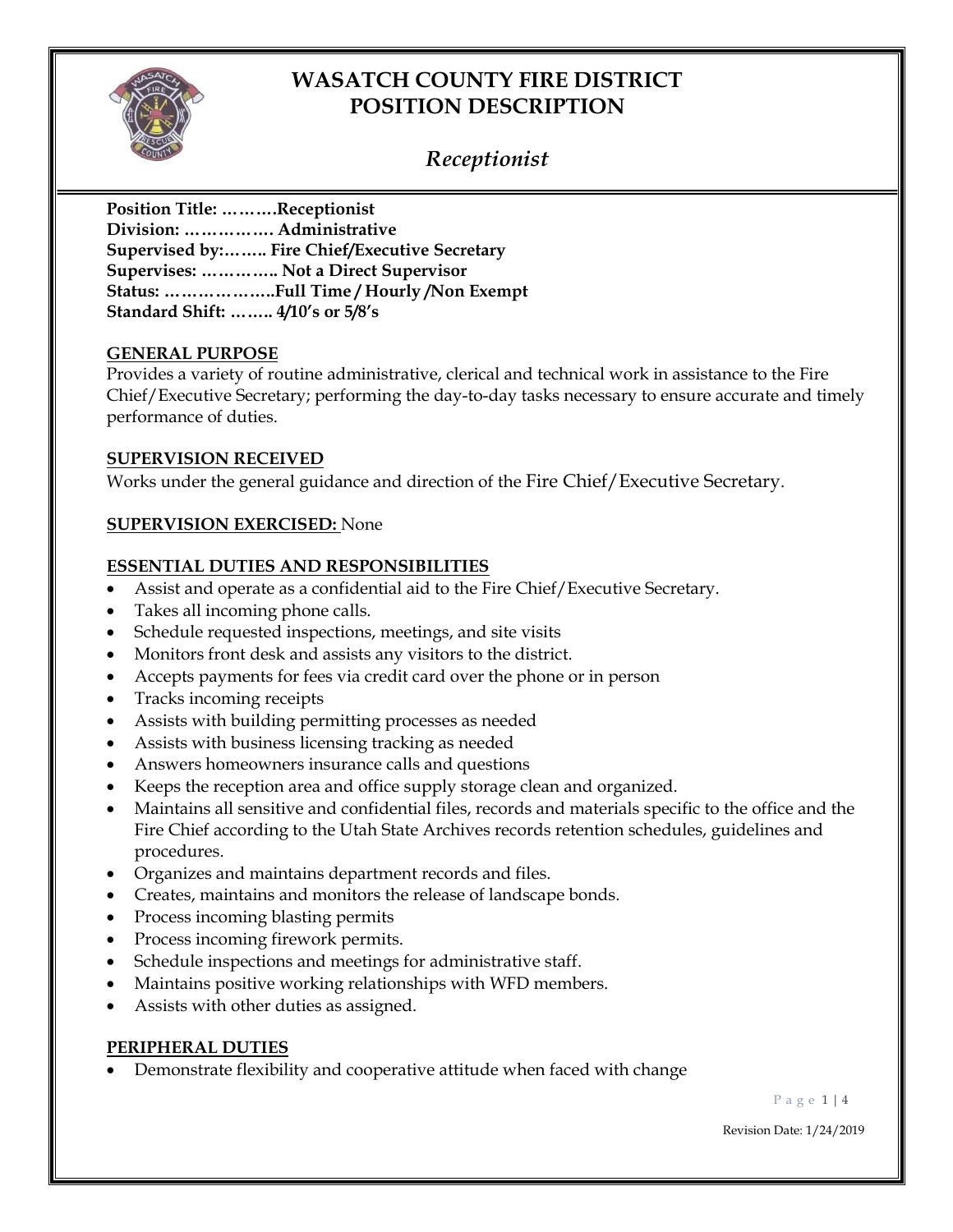# WASATCH COUNTY FIRE DISTRICT
# POSITION DESCRIPTION

## *Receptionist*

**Position Title: ……….Receptionist**
**Division: ……………. Administrative**
**Supervised by:…….. Fire Chief/Executive Secretary**
**Supervises: ………….. Not a Direct Supervisor**
**Status: ………………..Full Time / Hourly /Non Exempt**
**Standard Shift: …….. 4/10's or 5/8's**

### GENERAL PURPOSE

Provides a variety of routine administrative, clerical and technical work in assistance to the Fire Chief/Executive Secretary; performing the day-to-day tasks necessary to ensure accurate and timely performance of duties.

### SUPERVISION RECEIVED

Works under the general guidance and direction of the Fire Chief/Executive Secretary.

**SUPERVISION EXERCISED:** None

### ESSENTIAL DUTIES AND RESPONSIBILITIES

- Assist and operate as a confidential aid to the Fire Chief/Executive Secretary.
- Takes all incoming phone calls.
- Schedule requested inspections, meetings, and site visits
- Monitors front desk and assists any visitors to the district.
- Accepts payments for fees via credit card over the phone or in person
- Tracks incoming receipts
- Assists with building permitting processes as needed
- Assists with business licensing tracking as needed
- Answers homeowners insurance calls and questions
- Keeps the reception area and office supply storage clean and organized.
- Maintains all sensitive and confidential files, records and materials specific to the office and the Fire Chief according to the Utah State Archives records retention schedules, guidelines and procedures.
- Organizes and maintains department records and files.
- Creates, maintains and monitors the release of landscape bonds.
- Process incoming blasting permits
- Process incoming firework permits.
- Schedule inspections and meetings for administrative staff.
- Maintains positive working relationships with WFD members.
- Assists with other duties as assigned.

### PERIPHERAL DUTIES

- Demonstrate flexibility and cooperative attitude when faced with change

Revision Date: 1/24/2019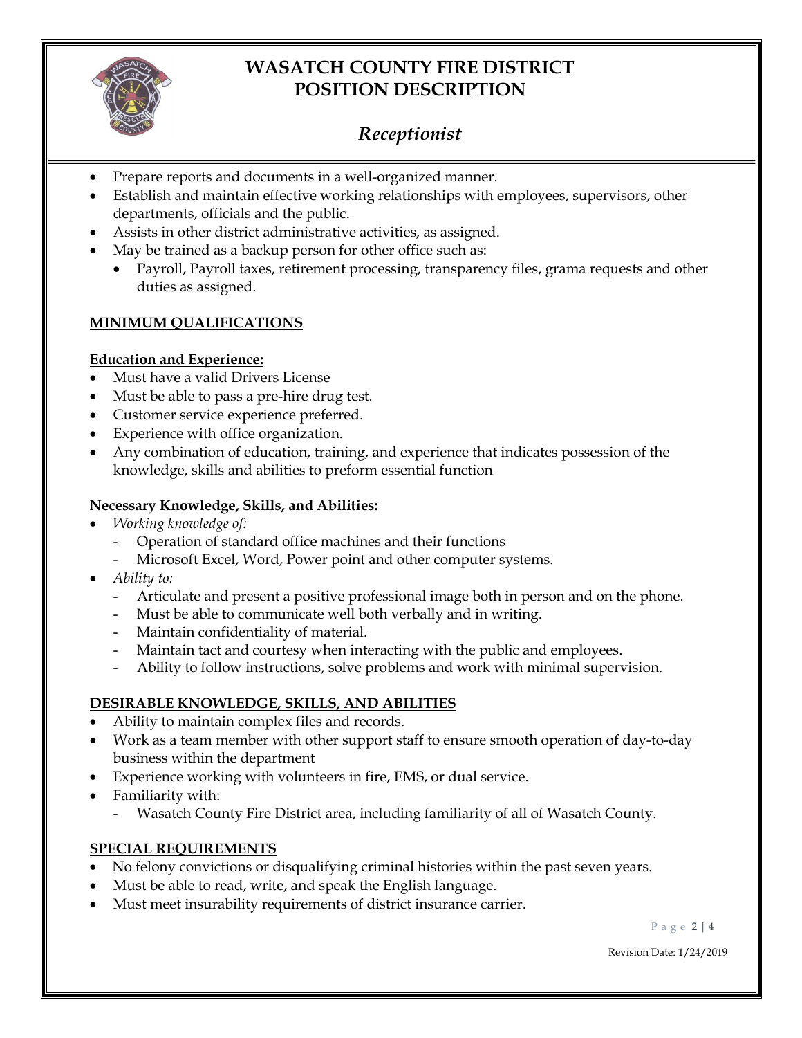# WASATCH COUNTY FIRE DISTRICT
# POSITION DESCRIPTION

## *Receptionist*

- Prepare reports and documents in a well-organized manner.
- Establish and maintain effective working relationships with employees, supervisors, other departments, officials and the public.
- Assists in other district administrative activities, as assigned.
- May be trained as a backup person for other office such as:
  - Payroll, Payroll taxes, retirement processing, transparency files, grama requests and other duties as assigned.

**MINIMUM QUALIFICATIONS**

**Education and Experience:**

- Must have a valid Drivers License
- Must be able to pass a pre-hire drug test.
- Customer service experience preferred.
- Experience with office organization.
- Any combination of education, training, and experience that indicates possession of the knowledge, skills and abilities to preform essential function

**Necessary Knowledge, Skills, and Abilities:**

- *Working knowledge of:*
  - Operation of standard office machines and their functions
  - Microsoft Excel, Word, Power point and other computer systems.
- *Ability to:*
  - Articulate and present a positive professional image both in person and on the phone.
  - Must be able to communicate well both verbally and in writing.
  - Maintain confidentiality of material.
  - Maintain tact and courtesy when interacting with the public and employees.
  - Ability to follow instructions, solve problems and work with minimal supervision.

**DESIRABLE KNOWLEDGE, SKILLS, AND ABILITIES**

- Ability to maintain complex files and records.
- Work as a team member with other support staff to ensure smooth operation of day-to-day business within the department
- Experience working with volunteers in fire, EMS, or dual service.
- Familiarity with:
  - Wasatch County Fire District area, including familiarity of all of Wasatch County.

**SPECIAL REQUIREMENTS**

- No felony convictions or disqualifying criminal histories within the past seven years.
- Must be able to read, write, and speak the English language.
- Must meet insurability requirements of district insurance carrier.

Revision Date: 1/24/2019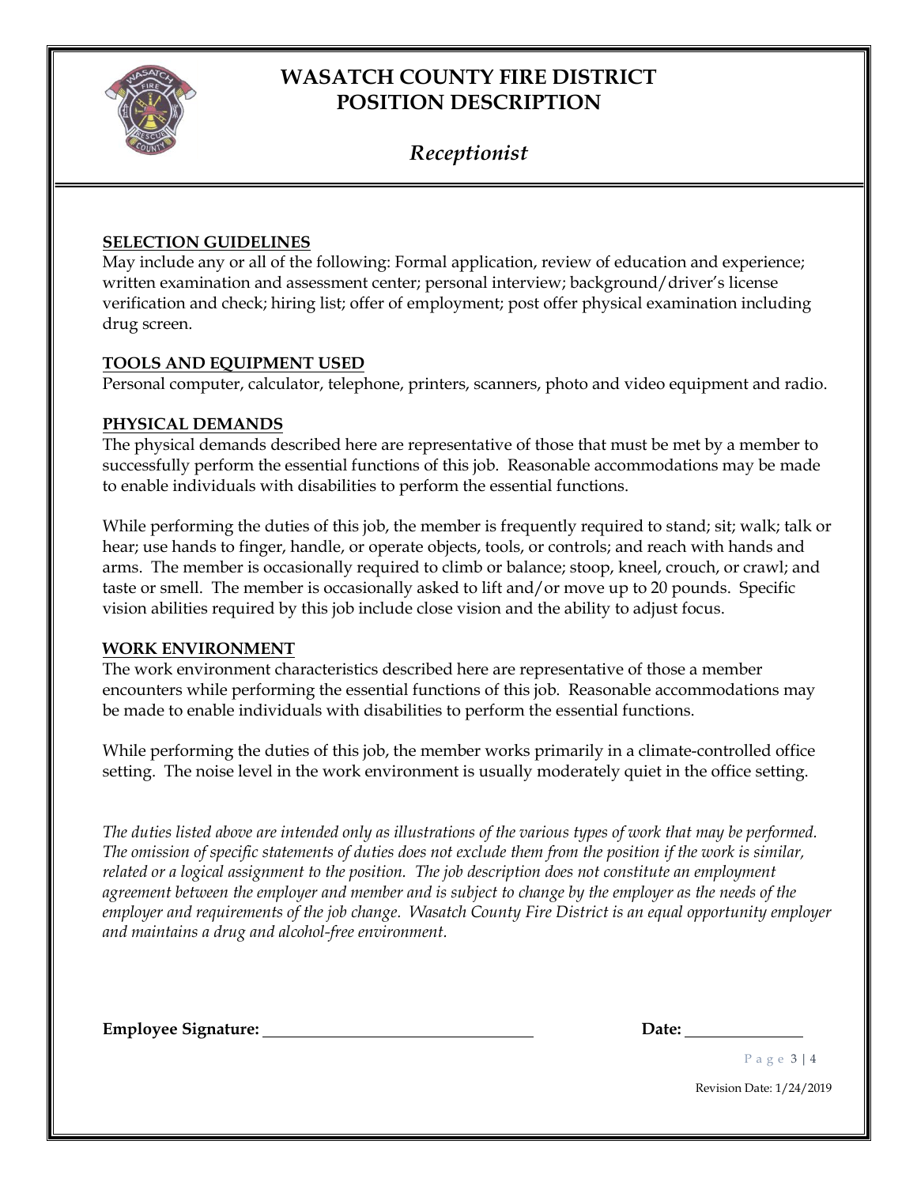# WASATCH COUNTY FIRE DISTRICT
# POSITION DESCRIPTION

## *Receptionist*

**SELECTION GUIDELINES**

May include any or all of the following: Formal application, review of education and experience; written examination and assessment center; personal interview; background/driver's license verification and check; hiring list; offer of employment; post offer physical examination including drug screen.

**TOOLS AND EQUIPMENT USED**

Personal computer, calculator, telephone, printers, scanners, photo and video equipment and radio.

**PHYSICAL DEMANDS**

The physical demands described here are representative of those that must be met by a member to successfully perform the essential functions of this job. Reasonable accommodations may be made to enable individuals with disabilities to perform the essential functions.

While performing the duties of this job, the member is frequently required to stand; sit; walk; talk or hear; use hands to finger, handle, or operate objects, tools, or controls; and reach with hands and arms. The member is occasionally required to climb or balance; stoop, kneel, crouch, or crawl; and taste or smell. The member is occasionally asked to lift and/or move up to 20 pounds. Specific vision abilities required by this job include close vision and the ability to adjust focus.

**WORK ENVIRONMENT**

The work environment characteristics described here are representative of those a member encounters while performing the essential functions of this job. Reasonable accommodations may be made to enable individuals with disabilities to perform the essential functions.

While performing the duties of this job, the member works primarily in a climate-controlled office setting. The noise level in the work environment is usually moderately quiet in the office setting.

*The duties listed above are intended only as illustrations of the various types of work that may be performed. The omission of specific statements of duties does not exclude them from the position if the work is similar, related or a logical assignment to the position. The job description does not constitute an employment agreement between the employer and member and is subject to change by the employer as the needs of the employer and requirements of the job change. Wasatch County Fire District is an equal opportunity employer and maintains a drug and alcohol-free environment.*

**Employee Signature:** ______________________________ **Date:** ______________

Revision Date: 1/24/2019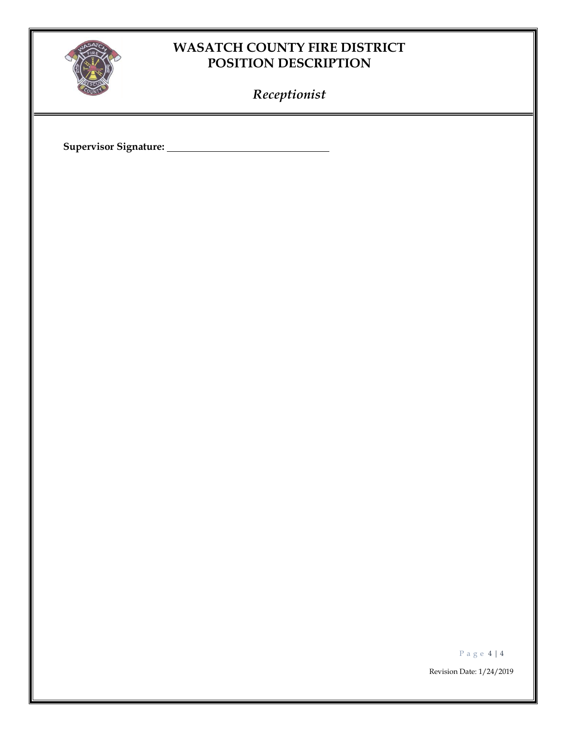**Supervisor Signature:** \_\_\_\_\_\_\_\_\_\_\_\_\_\_\_\_\_\_\_\_\_\_\_\_\_\_\_\_\_\_\_\_